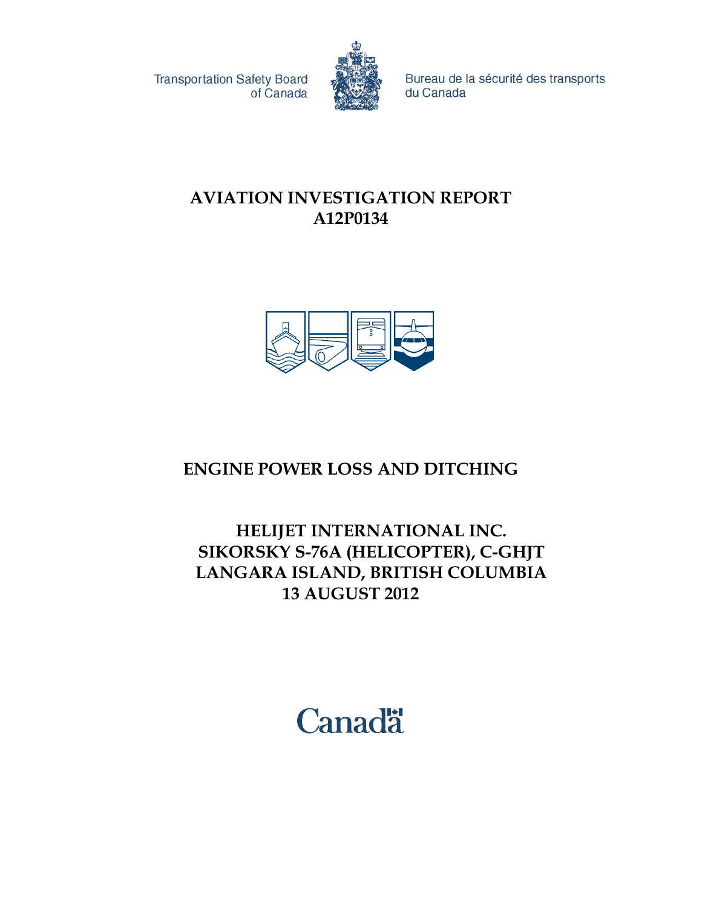Transportation Safety Board of Canada

Bureau de la sécurité des transports du Canada

# AVIATION INVESTIGATION REPORT A12P0134

# ENGINE POWER LOSS AND DITCHING

## HELIJET INTERNATIONAL INC.
## SIKORSKY S-76A (HELICOPTER), C-GHJT
## LANGARA ISLAND, BRITISH COLUMBIA
## 13 AUGUST 2012

Canada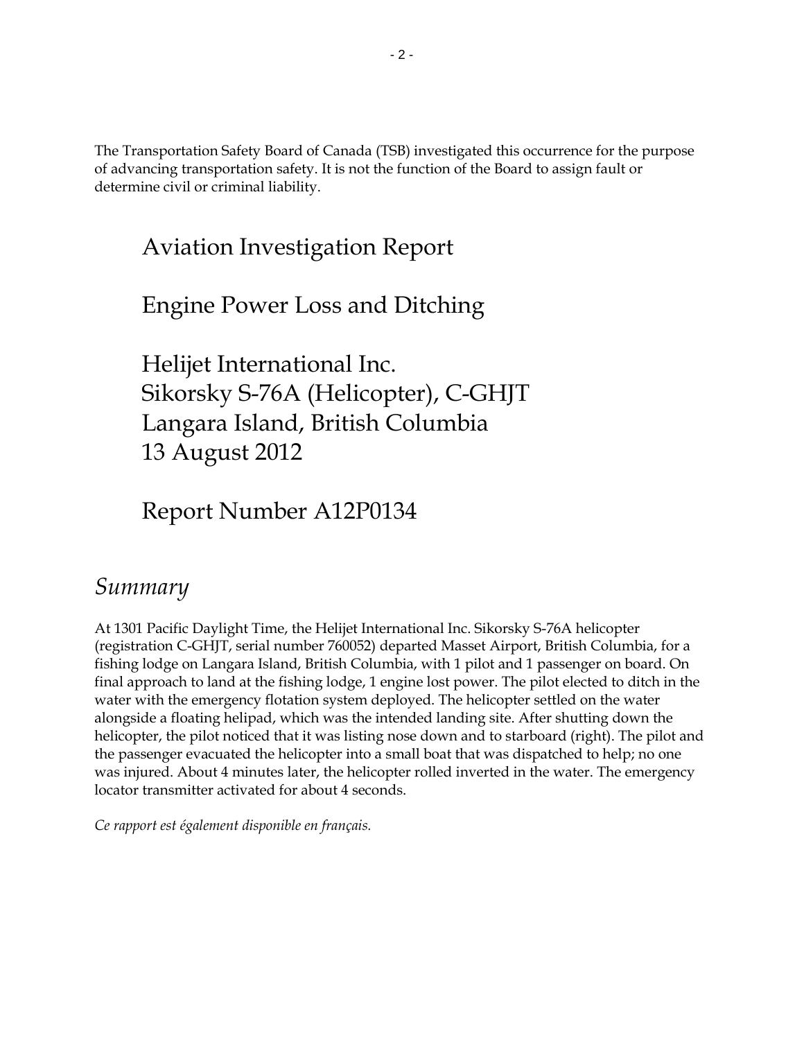The Transportation Safety Board of Canada (TSB) investigated this occurrence for the purpose of advancing transportation safety. It is not the function of the Board to assign fault or determine civil or criminal liability.

# Aviation Investigation Report

# Engine Power Loss and Ditching

# Helijet International Inc.
# Sikorsky S-76A (Helicopter), C-GHJT
# Langara Island, British Columbia
# 13 August 2012

# Report Number A12P0134

## *Summary*

At 1301 Pacific Daylight Time, the Helijet International Inc. Sikorsky S-76A helicopter (registration C-GHJT, serial number 760052) departed Masset Airport, British Columbia, for a fishing lodge on Langara Island, British Columbia, with 1 pilot and 1 passenger on board. On final approach to land at the fishing lodge, 1 engine lost power. The pilot elected to ditch in the water with the emergency flotation system deployed. The helicopter settled on the water alongside a floating helipad, which was the intended landing site. After shutting down the helicopter, the pilot noticed that it was listing nose down and to starboard (right). The pilot and the passenger evacuated the helicopter into a small boat that was dispatched to help; no one was injured. About 4 minutes later, the helicopter rolled inverted in the water. The emergency locator transmitter activated for about 4 seconds.

*Ce rapport est également disponible en français.*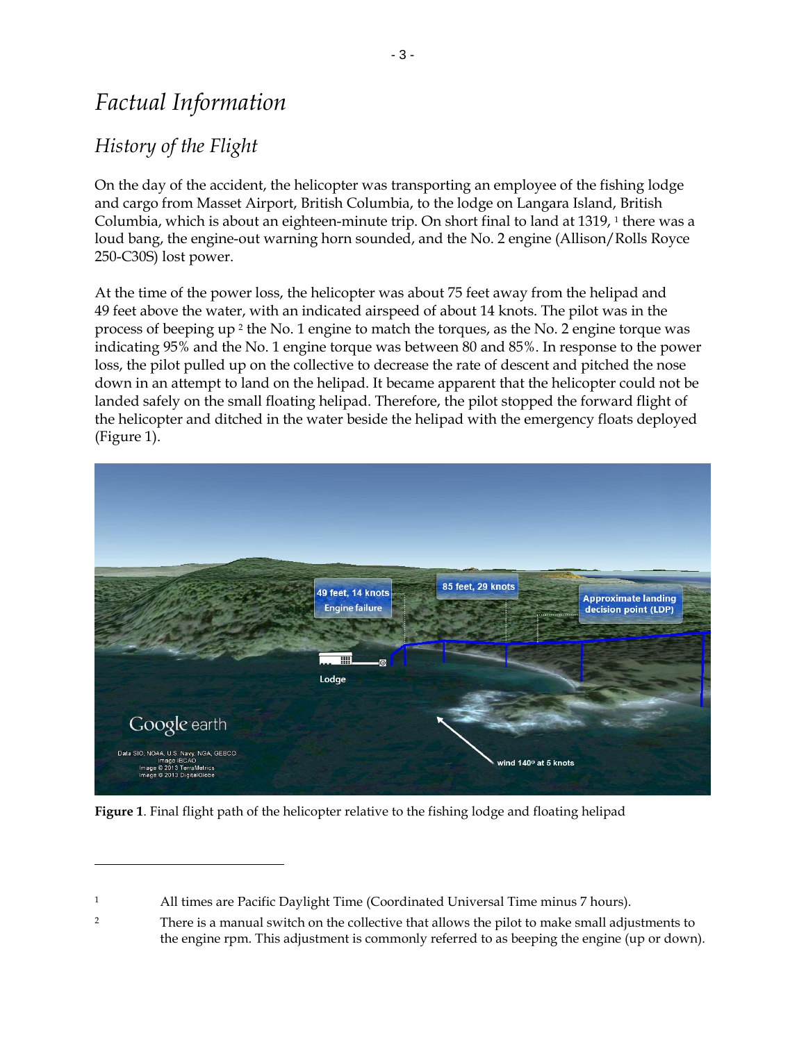# Factual Information

## History of the Flight

On the day of the accident, the helicopter was transporting an employee of the fishing lodge and cargo from Masset Airport, British Columbia, to the lodge on Langara Island, British Columbia, which is about an eighteen-minute trip. On short final to land at 1319, [1] there was a loud bang, the engine-out warning horn sounded, and the No. 2 engine (Allison/Rolls Royce 250-C30S) lost power.

At the time of the power loss, the helicopter was about 75 feet away from the helipad and 49 feet above the water, with an indicated airspeed of about 14 knots. The pilot was in the process of beeping up [2] the No. 1 engine to match the torques, as the No. 2 engine torque was indicating 95% and the No. 1 engine torque was between 80 and 85%. In response to the power loss, the pilot pulled up on the collective to decrease the rate of descent and pitched the nose down in an attempt to land on the helipad. It became apparent that the helicopter could not be landed safely on the small floating helipad. Therefore, the pilot stopped the forward flight of the helicopter and ditched in the water beside the helipad with the emergency floats deployed (Figure 1).

**Figure 1**. Final flight path of the helicopter relative to the fishing lodge and floating helipad

---

[1] All times are Pacific Daylight Time (Coordinated Universal Time minus 7 hours).

[2] There is a manual switch on the collective that allows the pilot to make small adjustments to the engine rpm. This adjustment is commonly referred to as beeping the engine (up or down).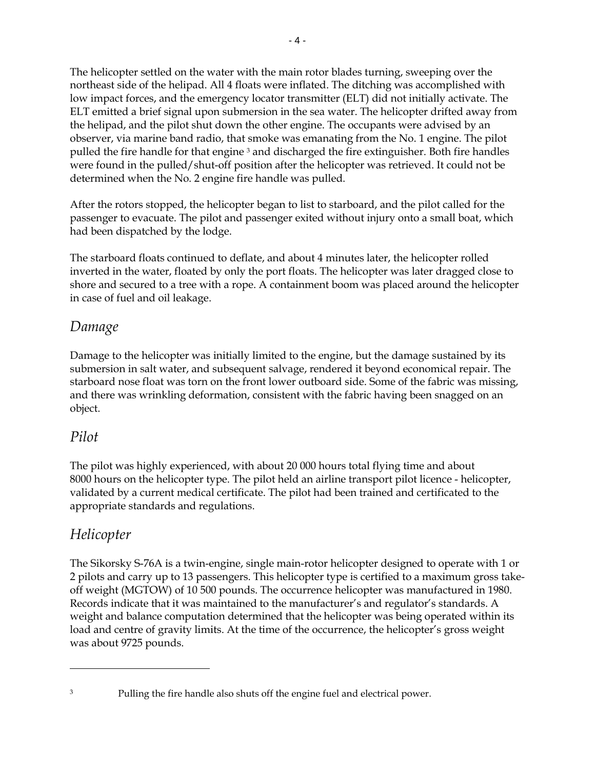The helicopter settled on the water with the main rotor blades turning, sweeping over the northeast side of the helipad. All 4 floats were inflated. The ditching was accomplished with low impact forces, and the emergency locator transmitter (ELT) did not initially activate. The ELT emitted a brief signal upon submersion in the sea water. The helicopter drifted away from the helipad, and the pilot shut down the other engine. The occupants were advised by an observer, via marine band radio, that smoke was emanating from the No. 1 engine. The pilot pulled the fire handle for that engine [3] and discharged the fire extinguisher. Both fire handles were found in the pulled/shut-off position after the helicopter was retrieved. It could not be determined when the No. 2 engine fire handle was pulled.

After the rotors stopped, the helicopter began to list to starboard, and the pilot called for the passenger to evacuate. The pilot and passenger exited without injury onto a small boat, which had been dispatched by the lodge.

The starboard floats continued to deflate, and about 4 minutes later, the helicopter rolled inverted in the water, floated by only the port floats. The helicopter was later dragged close to shore and secured to a tree with a rope. A containment boom was placed around the helicopter in case of fuel and oil leakage.

## *Damage*

Damage to the helicopter was initially limited to the engine, but the damage sustained by its submersion in salt water, and subsequent salvage, rendered it beyond economical repair. The starboard nose float was torn on the front lower outboard side. Some of the fabric was missing, and there was wrinkling deformation, consistent with the fabric having been snagged on an object.

## *Pilot*

The pilot was highly experienced, with about 20 000 hours total flying time and about 8000 hours on the helicopter type. The pilot held an airline transport pilot licence - helicopter, validated by a current medical certificate. The pilot had been trained and certificated to the appropriate standards and regulations.

## *Helicopter*

The Sikorsky S-76A is a twin-engine, single main-rotor helicopter designed to operate with 1 or 2 pilots and carry up to 13 passengers. This helicopter type is certified to a maximum gross take-off weight (MGTOW) of 10 500 pounds. The occurrence helicopter was manufactured in 1980. Records indicate that it was maintained to the manufacturer's and regulator's standards. A weight and balance computation determined that the helicopter was being operated within its load and centre of gravity limits. At the time of the occurrence, the helicopter's gross weight was about 9725 pounds.

---

[3] Pulling the fire handle also shuts off the engine fuel and electrical power.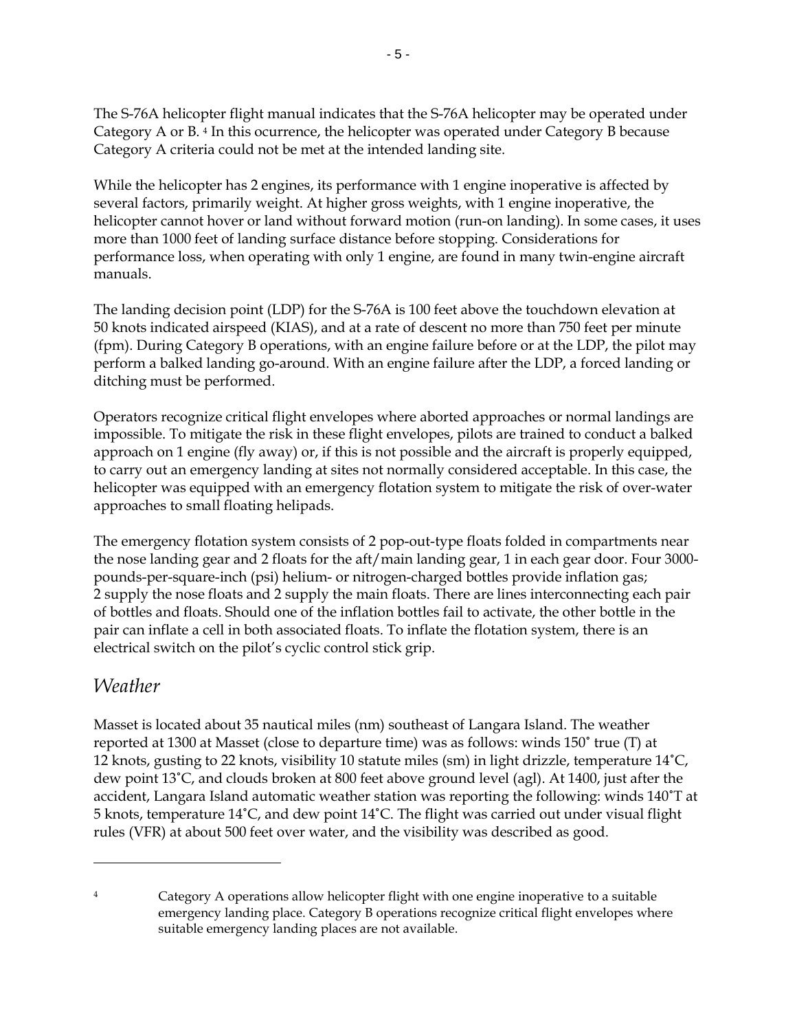The S-76A helicopter flight manual indicates that the S-76A helicopter may be operated under Category A or B. [4] In this ocurrence, the helicopter was operated under Category B because Category A criteria could not be met at the intended landing site.

While the helicopter has 2 engines, its performance with 1 engine inoperative is affected by several factors, primarily weight. At higher gross weights, with 1 engine inoperative, the helicopter cannot hover or land without forward motion (run-on landing). In some cases, it uses more than 1000 feet of landing surface distance before stopping. Considerations for performance loss, when operating with only 1 engine, are found in many twin-engine aircraft manuals.

The landing decision point (LDP) for the S-76A is 100 feet above the touchdown elevation at 50 knots indicated airspeed (KIAS), and at a rate of descent no more than 750 feet per minute (fpm). During Category B operations, with an engine failure before or at the LDP, the pilot may perform a balked landing go-around. With an engine failure after the LDP, a forced landing or ditching must be performed.

Operators recognize critical flight envelopes where aborted approaches or normal landings are impossible. To mitigate the risk in these flight envelopes, pilots are trained to conduct a balked approach on 1 engine (fly away) or, if this is not possible and the aircraft is properly equipped, to carry out an emergency landing at sites not normally considered acceptable. In this case, the helicopter was equipped with an emergency flotation system to mitigate the risk of over-water approaches to small floating helipads.

The emergency flotation system consists of 2 pop-out-type floats folded in compartments near the nose landing gear and 2 floats for the aft/main landing gear, 1 in each gear door. Four 3000-pounds-per-square-inch (psi) helium- or nitrogen-charged bottles provide inflation gas; 2 supply the nose floats and 2 supply the main floats. There are lines interconnecting each pair of bottles and floats. Should one of the inflation bottles fail to activate, the other bottle in the pair can inflate a cell in both associated floats. To inflate the flotation system, there is an electrical switch on the pilot's cyclic control stick grip.

## *Weather*

Masset is located about 35 nautical miles (nm) southeast of Langara Island. The weather reported at 1300 at Masset (close to departure time) was as follows: winds 150˚ true (T) at 12 knots, gusting to 22 knots, visibility 10 statute miles (sm) in light drizzle, temperature 14˚C, dew point 13˚C, and clouds broken at 800 feet above ground level (agl). At 1400, just after the accident, Langara Island automatic weather station was reporting the following: winds 140˚T at 5 knots, temperature 14˚C, and dew point 14˚C. The flight was carried out under visual flight rules (VFR) at about 500 feet over water, and the visibility was described as good.

---

[4] Category A operations allow helicopter flight with one engine inoperative to a suitable emergency landing place. Category B operations recognize critical flight envelopes where suitable emergency landing places are not available.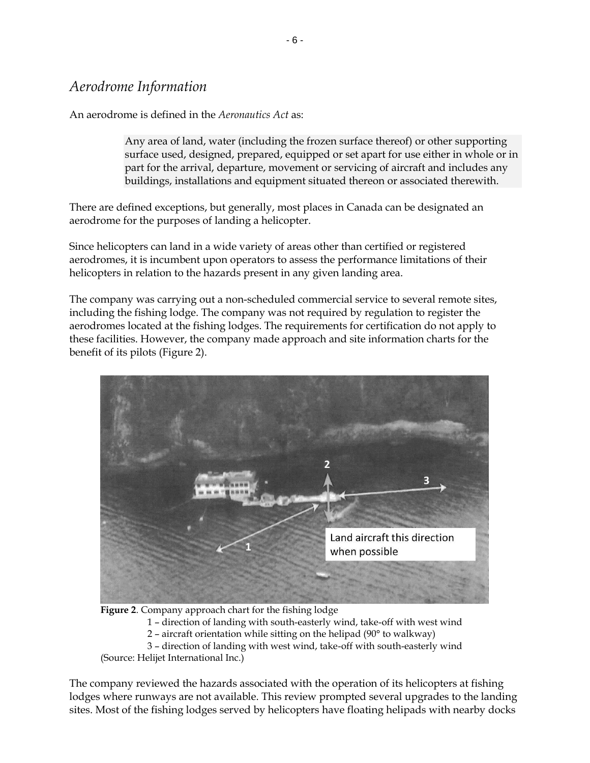## *Aerodrome Information*

An aerodrome is defined in the *Aeronautics Act* as:

> Any area of land, water (including the frozen surface thereof) or other supporting surface used, designed, prepared, equipped or set apart for use either in whole or in part for the arrival, departure, movement or servicing of aircraft and includes any buildings, installations and equipment situated thereon or associated therewith.

There are defined exceptions, but generally, most places in Canada can be designated an aerodrome for the purposes of landing a helicopter.

Since helicopters can land in a wide variety of areas other than certified or registered aerodromes, it is incumbent upon operators to assess the performance limitations of their helicopters in relation to the hazards present in any given landing area.

The company was carrying out a non-scheduled commercial service to several remote sites, including the fishing lodge. The company was not required by regulation to register the aerodromes located at the fishing lodges. The requirements for certification do not apply to these facilities. However, the company made approach and site information charts for the benefit of its pilots (Figure 2).

**Figure 2**. Company approach chart for the fishing lodge

1 – direction of landing with south-easterly wind, take-off with west wind
2 – aircraft orientation while sitting on the helipad (90° to walkway)
3 – direction of landing with west wind, take-off with south-easterly wind

(Source: Helijet International Inc.)

The company reviewed the hazards associated with the operation of its helicopters at fishing lodges where runways are not available. This review prompted several upgrades to the landing sites. Most of the fishing lodges served by helicopters have floating helipads with nearby docks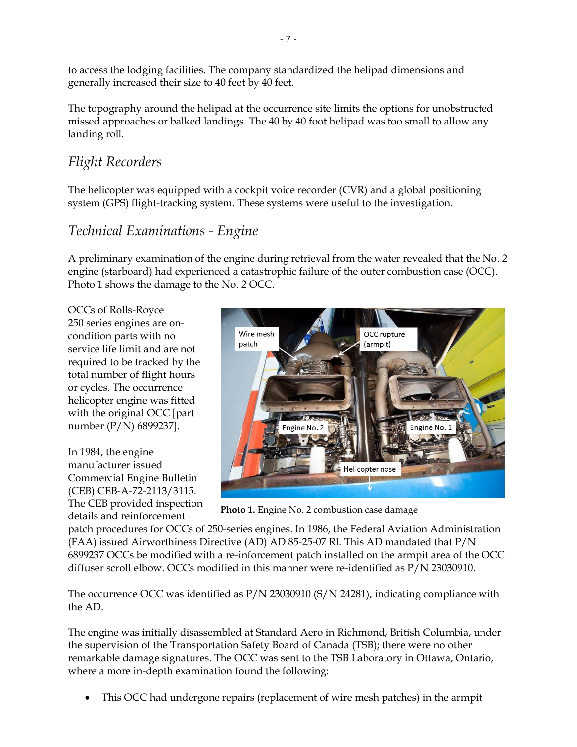to access the lodging facilities. The company standardized the helipad dimensions and generally increased their size to 40 feet by 40 feet.

The topography around the helipad at the occurrence site limits the options for unobstructed missed approaches or balked landings. The 40 by 40 foot helipad was too small to allow any landing roll.

## *Flight Recorders*

The helicopter was equipped with a cockpit voice recorder (CVR) and a global positioning system (GPS) flight-tracking system. These systems were useful to the investigation.

## *Technical Examinations - Engine*

A preliminary examination of the engine during retrieval from the water revealed that the No. 2 engine (starboard) had experienced a catastrophic failure of the outer combustion case (OCC). Photo 1 shows the damage to the No. 2 OCC.

OCCs of Rolls-Royce 250 series engines are on-condition parts with no service life limit and are not required to be tracked by the total number of flight hours or cycles. The occurrence helicopter engine was fitted with the original OCC [part number (P/N) 6899237].

**Photo 1.** Engine No. 2 combustion case damage

In 1984, the engine manufacturer issued Commercial Engine Bulletin (CEB) CEB-A-72-2113/3115. The CEB provided inspection details and reinforcement patch procedures for OCCs of 250-series engines. In 1986, the Federal Aviation Administration (FAA) issued Airworthiness Directive (AD) AD 85-25-07 Rl. This AD mandated that P/N 6899237 OCCs be modified with a re-inforcement patch installed on the armpit area of the OCC diffuser scroll elbow. OCCs modified in this manner were re-identified as P/N 23030910.

The occurrence OCC was identified as P/N 23030910 (S/N 24281), indicating compliance with the AD.

The engine was initially disassembled at Standard Aero in Richmond, British Columbia, under the supervision of the Transportation Safety Board of Canada (TSB); there were no other remarkable damage signatures. The OCC was sent to the TSB Laboratory in Ottawa, Ontario, where a more in-depth examination found the following:

- This OCC had undergone repairs (replacement of wire mesh patches) in the armpit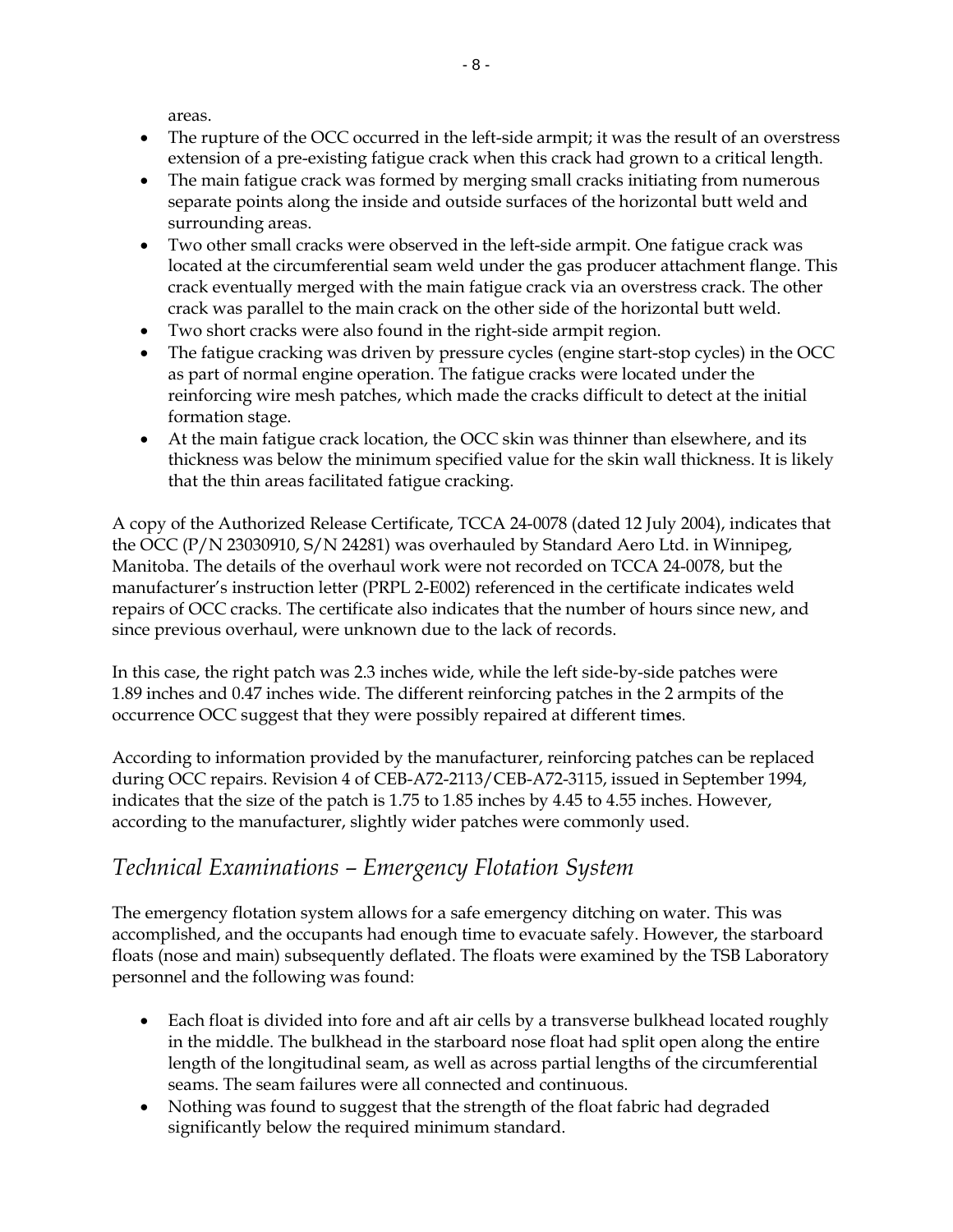areas.

- The rupture of the OCC occurred in the left-side armpit; it was the result of an overstress extension of a pre-existing fatigue crack when this crack had grown to a critical length.
- The main fatigue crack was formed by merging small cracks initiating from numerous separate points along the inside and outside surfaces of the horizontal butt weld and surrounding areas.
- Two other small cracks were observed in the left-side armpit. One fatigue crack was located at the circumferential seam weld under the gas producer attachment flange. This crack eventually merged with the main fatigue crack via an overstress crack. The other crack was parallel to the main crack on the other side of the horizontal butt weld.
- Two short cracks were also found in the right-side armpit region.
- The fatigue cracking was driven by pressure cycles (engine start-stop cycles) in the OCC as part of normal engine operation. The fatigue cracks were located under the reinforcing wire mesh patches, which made the cracks difficult to detect at the initial formation stage.
- At the main fatigue crack location, the OCC skin was thinner than elsewhere, and its thickness was below the minimum specified value for the skin wall thickness. It is likely that the thin areas facilitated fatigue cracking.

A copy of the Authorized Release Certificate, TCCA 24-0078 (dated 12 July 2004), indicates that the OCC (P/N 23030910, S/N 24281) was overhauled by Standard Aero Ltd. in Winnipeg, Manitoba. The details of the overhaul work were not recorded on TCCA 24-0078, but the manufacturer's instruction letter (PRPL 2-E002) referenced in the certificate indicates weld repairs of OCC cracks. The certificate also indicates that the number of hours since new, and since previous overhaul, were unknown due to the lack of records.

In this case, the right patch was 2.3 inches wide, while the left side-by-side patches were 1.89 inches and 0.47 inches wide. The different reinforcing patches in the 2 armpits of the occurrence OCC suggest that they were possibly repaired at different times.

According to information provided by the manufacturer, reinforcing patches can be replaced during OCC repairs. Revision 4 of CEB-A72-2113/CEB-A72-3115, issued in September 1994, indicates that the size of the patch is 1.75 to 1.85 inches by 4.45 to 4.55 inches. However, according to the manufacturer, slightly wider patches were commonly used.

## *Technical Examinations – Emergency Flotation System*

The emergency flotation system allows for a safe emergency ditching on water. This was accomplished, and the occupants had enough time to evacuate safely. However, the starboard floats (nose and main) subsequently deflated. The floats were examined by the TSB Laboratory personnel and the following was found:

- Each float is divided into fore and aft air cells by a transverse bulkhead located roughly in the middle. The bulkhead in the starboard nose float had split open along the entire length of the longitudinal seam, as well as across partial lengths of the circumferential seams. The seam failures were all connected and continuous.
- Nothing was found to suggest that the strength of the float fabric had degraded significantly below the required minimum standard.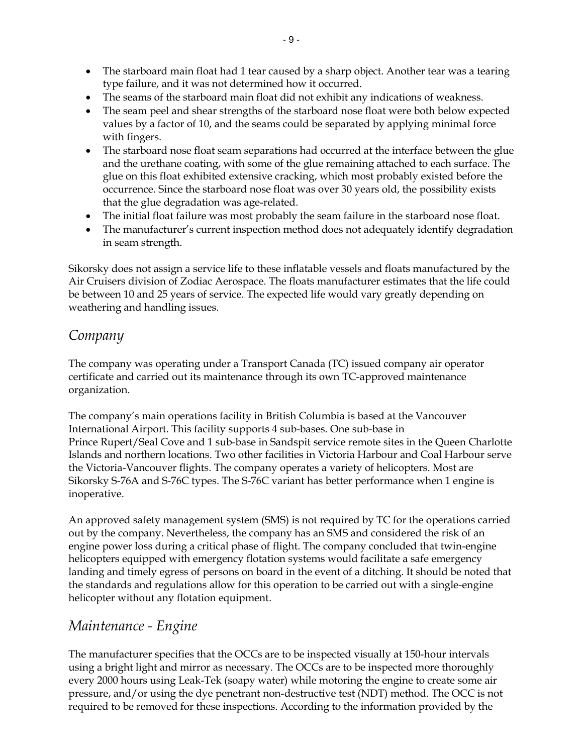- The starboard main float had 1 tear caused by a sharp object. Another tear was a tearing type failure, and it was not determined how it occurred.
- The seams of the starboard main float did not exhibit any indications of weakness.
- The seam peel and shear strengths of the starboard nose float were both below expected values by a factor of 10, and the seams could be separated by applying minimal force with fingers.
- The starboard nose float seam separations had occurred at the interface between the glue and the urethane coating, with some of the glue remaining attached to each surface. The glue on this float exhibited extensive cracking, which most probably existed before the occurrence. Since the starboard nose float was over 30 years old, the possibility exists that the glue degradation was age-related.
- The initial float failure was most probably the seam failure in the starboard nose float.
- The manufacturer's current inspection method does not adequately identify degradation in seam strength.

Sikorsky does not assign a service life to these inflatable vessels and floats manufactured by the Air Cruisers division of Zodiac Aerospace. The floats manufacturer estimates that the life could be between 10 and 25 years of service. The expected life would vary greatly depending on weathering and handling issues.

## *Company*

The company was operating under a Transport Canada (TC) issued company air operator certificate and carried out its maintenance through its own TC-approved maintenance organization.

The company's main operations facility in British Columbia is based at the Vancouver International Airport. This facility supports 4 sub-bases. One sub-base in Prince Rupert/Seal Cove and 1 sub-base in Sandspit service remote sites in the Queen Charlotte Islands and northern locations. Two other facilities in Victoria Harbour and Coal Harbour serve the Victoria-Vancouver flights. The company operates a variety of helicopters. Most are Sikorsky S-76A and S-76C types. The S-76C variant has better performance when 1 engine is inoperative.

An approved safety management system (SMS) is not required by TC for the operations carried out by the company. Nevertheless, the company has an SMS and considered the risk of an engine power loss during a critical phase of flight. The company concluded that twin-engine helicopters equipped with emergency flotation systems would facilitate a safe emergency landing and timely egress of persons on board in the event of a ditching. It should be noted that the standards and regulations allow for this operation to be carried out with a single-engine helicopter without any flotation equipment.

## *Maintenance - Engine*

The manufacturer specifies that the OCCs are to be inspected visually at 150-hour intervals using a bright light and mirror as necessary. The OCCs are to be inspected more thoroughly every 2000 hours using Leak-Tek (soapy water) while motoring the engine to create some air pressure, and/or using the dye penetrant non-destructive test (NDT) method. The OCC is not required to be removed for these inspections. According to the information provided by the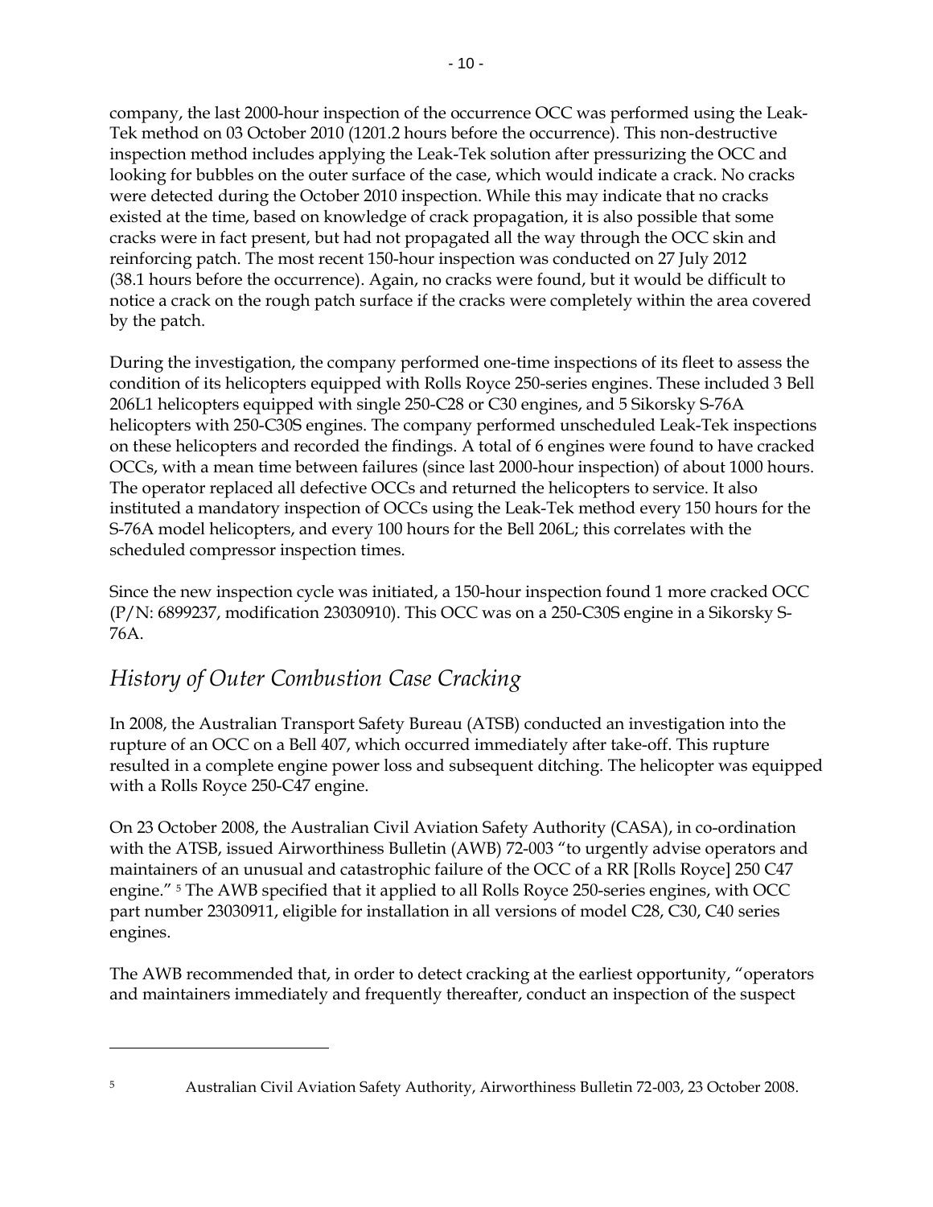company, the last 2000-hour inspection of the occurrence OCC was performed using the Leak-Tek method on 03 October 2010 (1201.2 hours before the occurrence). This non-destructive inspection method includes applying the Leak-Tek solution after pressurizing the OCC and looking for bubbles on the outer surface of the case, which would indicate a crack. No cracks were detected during the October 2010 inspection. While this may indicate that no cracks existed at the time, based on knowledge of crack propagation, it is also possible that some cracks were in fact present, but had not propagated all the way through the OCC skin and reinforcing patch. The most recent 150-hour inspection was conducted on 27 July 2012 (38.1 hours before the occurrence). Again, no cracks were found, but it would be difficult to notice a crack on the rough patch surface if the cracks were completely within the area covered by the patch.

During the investigation, the company performed one-time inspections of its fleet to assess the condition of its helicopters equipped with Rolls Royce 250-series engines. These included 3 Bell 206L1 helicopters equipped with single 250-C28 or C30 engines, and 5 Sikorsky S-76A helicopters with 250-C30S engines. The company performed unscheduled Leak-Tek inspections on these helicopters and recorded the findings. A total of 6 engines were found to have cracked OCCs, with a mean time between failures (since last 2000-hour inspection) of about 1000 hours. The operator replaced all defective OCCs and returned the helicopters to service. It also instituted a mandatory inspection of OCCs using the Leak-Tek method every 150 hours for the S-76A model helicopters, and every 100 hours for the Bell 206L; this correlates with the scheduled compressor inspection times.

Since the new inspection cycle was initiated, a 150-hour inspection found 1 more cracked OCC (P/N: 6899237, modification 23030910). This OCC was on a 250-C30S engine in a Sikorsky S-76A.

## *History of Outer Combustion Case Cracking*

In 2008, the Australian Transport Safety Bureau (ATSB) conducted an investigation into the rupture of an OCC on a Bell 407, which occurred immediately after take-off. This rupture resulted in a complete engine power loss and subsequent ditching. The helicopter was equipped with a Rolls Royce 250-C47 engine.

On 23 October 2008, the Australian Civil Aviation Safety Authority (CASA), in co-ordination with the ATSB, issued Airworthiness Bulletin (AWB) 72-003 "to urgently advise operators and maintainers of an unusual and catastrophic failure of the OCC of a RR [Rolls Royce] 250 C47 engine." [5] The AWB specified that it applied to all Rolls Royce 250-series engines, with OCC part number 23030911, eligible for installation in all versions of model C28, C30, C40 series engines.

The AWB recommended that, in order to detect cracking at the earliest opportunity, "operators and maintainers immediately and frequently thereafter, conduct an inspection of the suspect

---

[5] Australian Civil Aviation Safety Authority, Airworthiness Bulletin 72-003, 23 October 2008.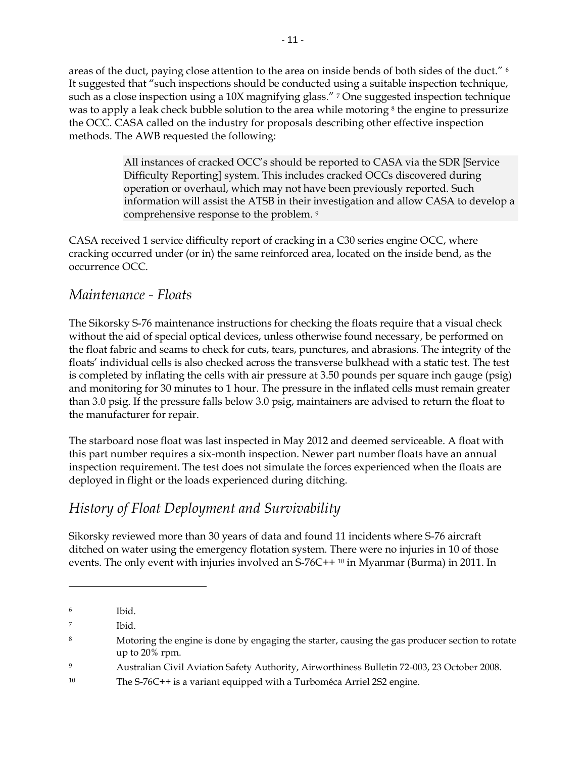areas of the duct, paying close attention to the area on inside bends of both sides of the duct." [6] It suggested that "such inspections should be conducted using a suitable inspection technique, such as a close inspection using a 10X magnifying glass." [7] One suggested inspection technique was to apply a leak check bubble solution to the area while motoring [8] the engine to pressurize the OCC. CASA called on the industry for proposals describing other effective inspection methods. The AWB requested the following:

> All instances of cracked OCC's should be reported to CASA via the SDR [Service Difficulty Reporting] system. This includes cracked OCCs discovered during operation or overhaul, which may not have been previously reported. Such information will assist the ATSB in their investigation and allow CASA to develop a comprehensive response to the problem. [9]

CASA received 1 service difficulty report of cracking in a C30 series engine OCC, where cracking occurred under (or in) the same reinforced area, located on the inside bend, as the occurrence OCC.

## *Maintenance - Floats*

The Sikorsky S-76 maintenance instructions for checking the floats require that a visual check without the aid of special optical devices, unless otherwise found necessary, be performed on the float fabric and seams to check for cuts, tears, punctures, and abrasions. The integrity of the floats' individual cells is also checked across the transverse bulkhead with a static test. The test is completed by inflating the cells with air pressure at 3.50 pounds per square inch gauge (psig) and monitoring for 30 minutes to 1 hour. The pressure in the inflated cells must remain greater than 3.0 psig. If the pressure falls below 3.0 psig, maintainers are advised to return the float to the manufacturer for repair.

The starboard nose float was last inspected in May 2012 and deemed serviceable. A float with this part number requires a six-month inspection. Newer part number floats have an annual inspection requirement. The test does not simulate the forces experienced when the floats are deployed in flight or the loads experienced during ditching.

## *History of Float Deployment and Survivability*

Sikorsky reviewed more than 30 years of data and found 11 incidents where S-76 aircraft ditched on water using the emergency flotation system. There were no injuries in 10 of those events. The only event with injuries involved an S-76C++ [10] in Myanmar (Burma) in 2011. In

---

[6] Ibid.

[7] Ibid.

[8] Motoring the engine is done by engaging the starter, causing the gas producer section to rotate up to 20% rpm.

[9] Australian Civil Aviation Safety Authority, Airworthiness Bulletin 72-003, 23 October 2008.

[10] The S-76C++ is a variant equipped with a Turboméca Arriel 2S2 engine.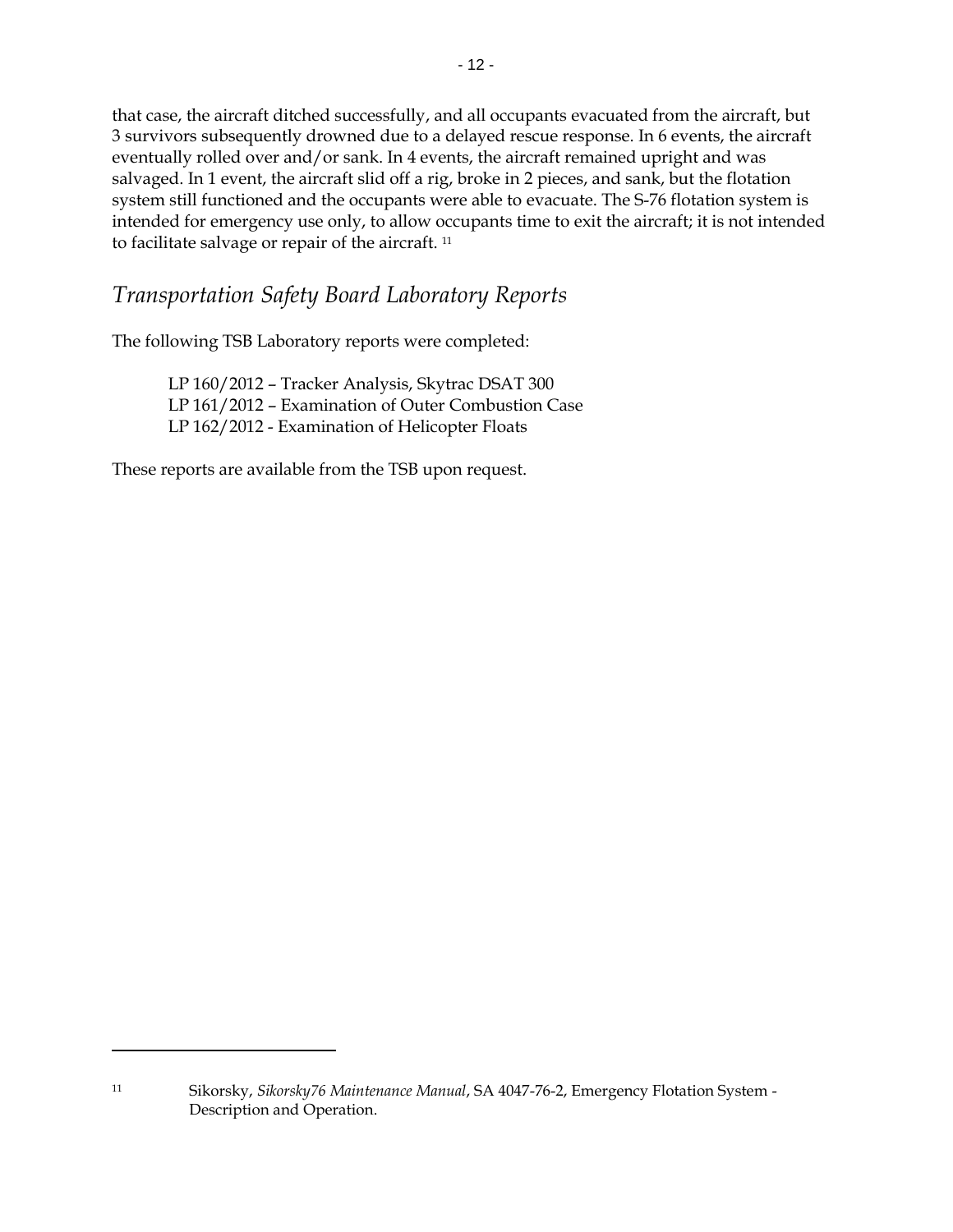that case, the aircraft ditched successfully, and all occupants evacuated from the aircraft, but 3 survivors subsequently drowned due to a delayed rescue response. In 6 events, the aircraft eventually rolled over and/or sank. In 4 events, the aircraft remained upright and was salvaged. In 1 event, the aircraft slid off a rig, broke in 2 pieces, and sank, but the flotation system still functioned and the occupants were able to evacuate. The S-76 flotation system is intended for emergency use only, to allow occupants time to exit the aircraft; it is not intended to facilitate salvage or repair of the aircraft. [11]

## *Transportation Safety Board Laboratory Reports*

The following TSB Laboratory reports were completed:

LP 160/2012 – Tracker Analysis, Skytrac DSAT 300
LP 161/2012 – Examination of Outer Combustion Case
LP 162/2012 - Examination of Helicopter Floats

These reports are available from the TSB upon request.

---

[11] Sikorsky, *Sikorsky76 Maintenance Manual*, SA 4047-76-2, Emergency Flotation System - Description and Operation.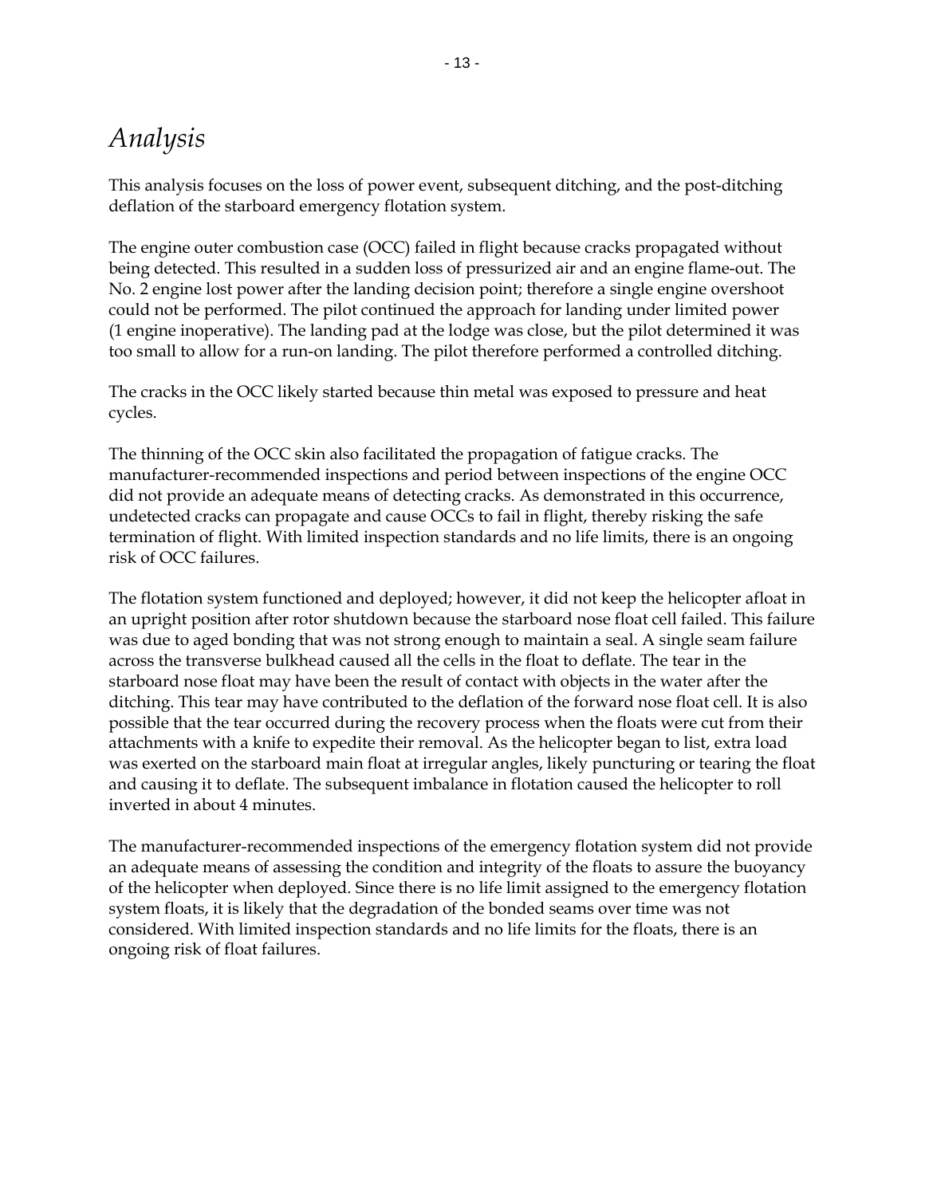# *Analysis*

This analysis focuses on the loss of power event, subsequent ditching, and the post-ditching deflation of the starboard emergency flotation system.

The engine outer combustion case (OCC) failed in flight because cracks propagated without being detected. This resulted in a sudden loss of pressurized air and an engine flame-out. The No. 2 engine lost power after the landing decision point; therefore a single engine overshoot could not be performed. The pilot continued the approach for landing under limited power (1 engine inoperative). The landing pad at the lodge was close, but the pilot determined it was too small to allow for a run-on landing. The pilot therefore performed a controlled ditching.

The cracks in the OCC likely started because thin metal was exposed to pressure and heat cycles.

The thinning of the OCC skin also facilitated the propagation of fatigue cracks. The manufacturer-recommended inspections and period between inspections of the engine OCC did not provide an adequate means of detecting cracks. As demonstrated in this occurrence, undetected cracks can propagate and cause OCCs to fail in flight, thereby risking the safe termination of flight. With limited inspection standards and no life limits, there is an ongoing risk of OCC failures.

The flotation system functioned and deployed; however, it did not keep the helicopter afloat in an upright position after rotor shutdown because the starboard nose float cell failed. This failure was due to aged bonding that was not strong enough to maintain a seal. A single seam failure across the transverse bulkhead caused all the cells in the float to deflate. The tear in the starboard nose float may have been the result of contact with objects in the water after the ditching. This tear may have contributed to the deflation of the forward nose float cell. It is also possible that the tear occurred during the recovery process when the floats were cut from their attachments with a knife to expedite their removal. As the helicopter began to list, extra load was exerted on the starboard main float at irregular angles, likely puncturing or tearing the float and causing it to deflate. The subsequent imbalance in flotation caused the helicopter to roll inverted in about 4 minutes.

The manufacturer-recommended inspections of the emergency flotation system did not provide an adequate means of assessing the condition and integrity of the floats to assure the buoyancy of the helicopter when deployed. Since there is no life limit assigned to the emergency flotation system floats, it is likely that the degradation of the bonded seams over time was not considered. With limited inspection standards and no life limits for the floats, there is an ongoing risk of float failures.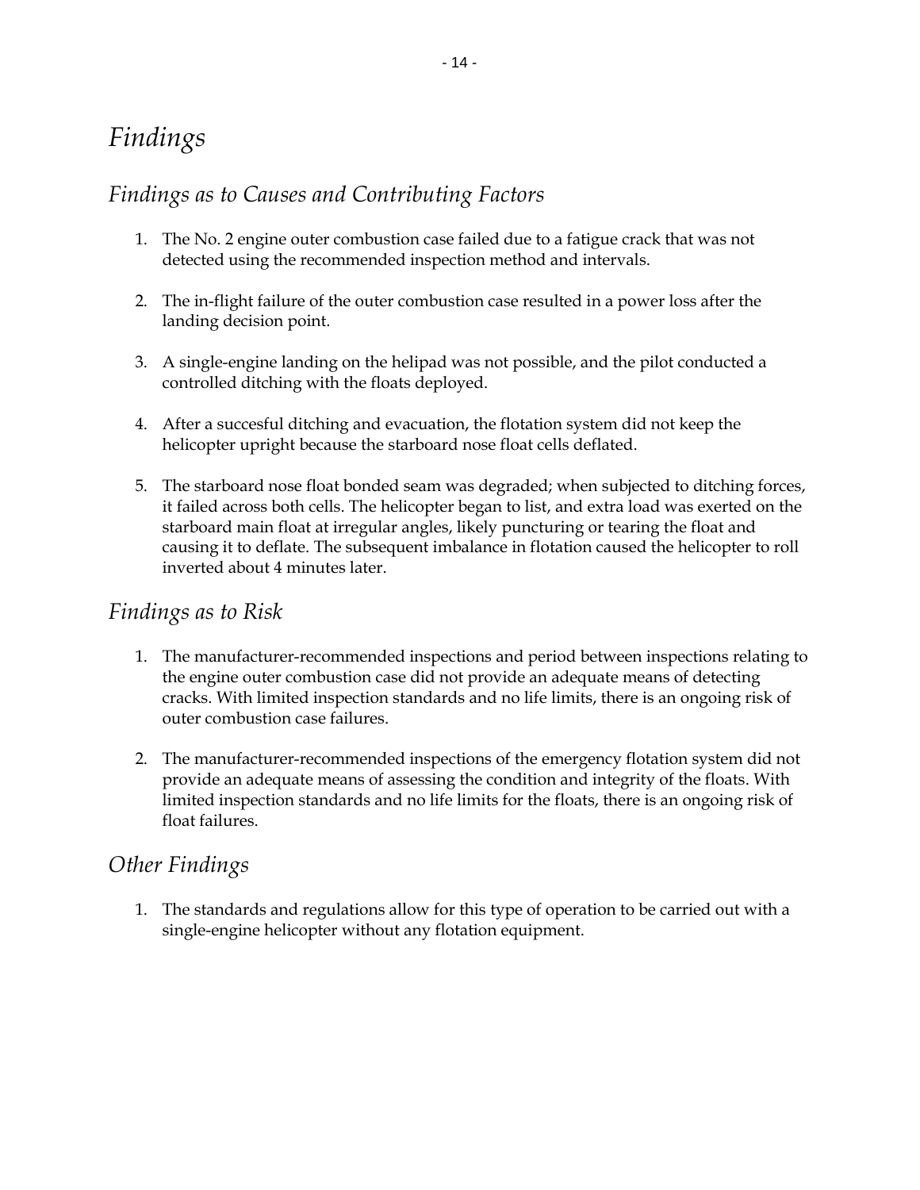# *Findings*

## *Findings as to Causes and Contributing Factors*

1. The No. 2 engine outer combustion case failed due to a fatigue crack that was not detected using the recommended inspection method and intervals.

2. The in-flight failure of the outer combustion case resulted in a power loss after the landing decision point.

3. A single-engine landing on the helipad was not possible, and the pilot conducted a controlled ditching with the floats deployed.

4. After a succesful ditching and evacuation, the flotation system did not keep the helicopter upright because the starboard nose float cells deflated.

5. The starboard nose float bonded seam was degraded; when subjected to ditching forces, it failed across both cells. The helicopter began to list, and extra load was exerted on the starboard main float at irregular angles, likely puncturing or tearing the float and causing it to deflate. The subsequent imbalance in flotation caused the helicopter to roll inverted about 4 minutes later.

## *Findings as to Risk*

1. The manufacturer-recommended inspections and period between inspections relating to the engine outer combustion case did not provide an adequate means of detecting cracks. With limited inspection standards and no life limits, there is an ongoing risk of outer combustion case failures.

2. The manufacturer-recommended inspections of the emergency flotation system did not provide an adequate means of assessing the condition and integrity of the floats. With limited inspection standards and no life limits for the floats, there is an ongoing risk of float failures.

## *Other Findings*

1. The standards and regulations allow for this type of operation to be carried out with a single-engine helicopter without any flotation equipment.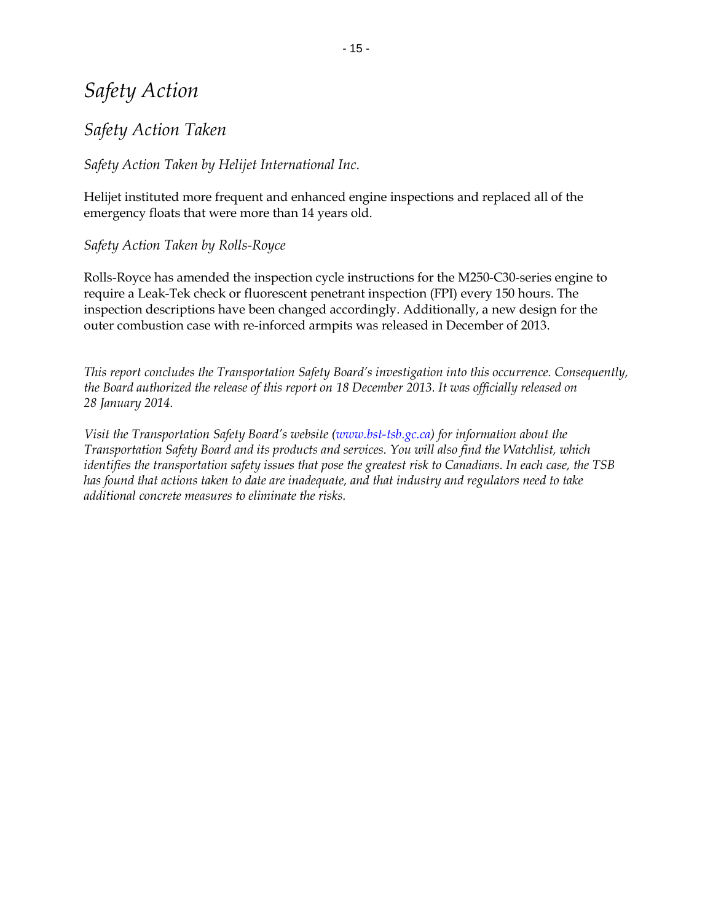# *Safety Action*

## *Safety Action Taken*

### *Safety Action Taken by Helijet International Inc.*

Helijet instituted more frequent and enhanced engine inspections and replaced all of the emergency floats that were more than 14 years old.

### *Safety Action Taken by Rolls-Royce*

Rolls-Royce has amended the inspection cycle instructions for the M250-C30-series engine to require a Leak-Tek check or fluorescent penetrant inspection (FPI) every 150 hours. The inspection descriptions have been changed accordingly. Additionally, a new design for the outer combustion case with re-inforced armpits was released in December of 2013.

*This report concludes the Transportation Safety Board's investigation into this occurrence. Consequently, the Board authorized the release of this report on 18 December 2013. It was officially released on 28 January 2014.*

*Visit the Transportation Safety Board's website (www.bst-tsb.gc.ca) for information about the Transportation Safety Board and its products and services. You will also find the Watchlist, which identifies the transportation safety issues that pose the greatest risk to Canadians. In each case, the TSB has found that actions taken to date are inadequate, and that industry and regulators need to take additional concrete measures to eliminate the risks.*